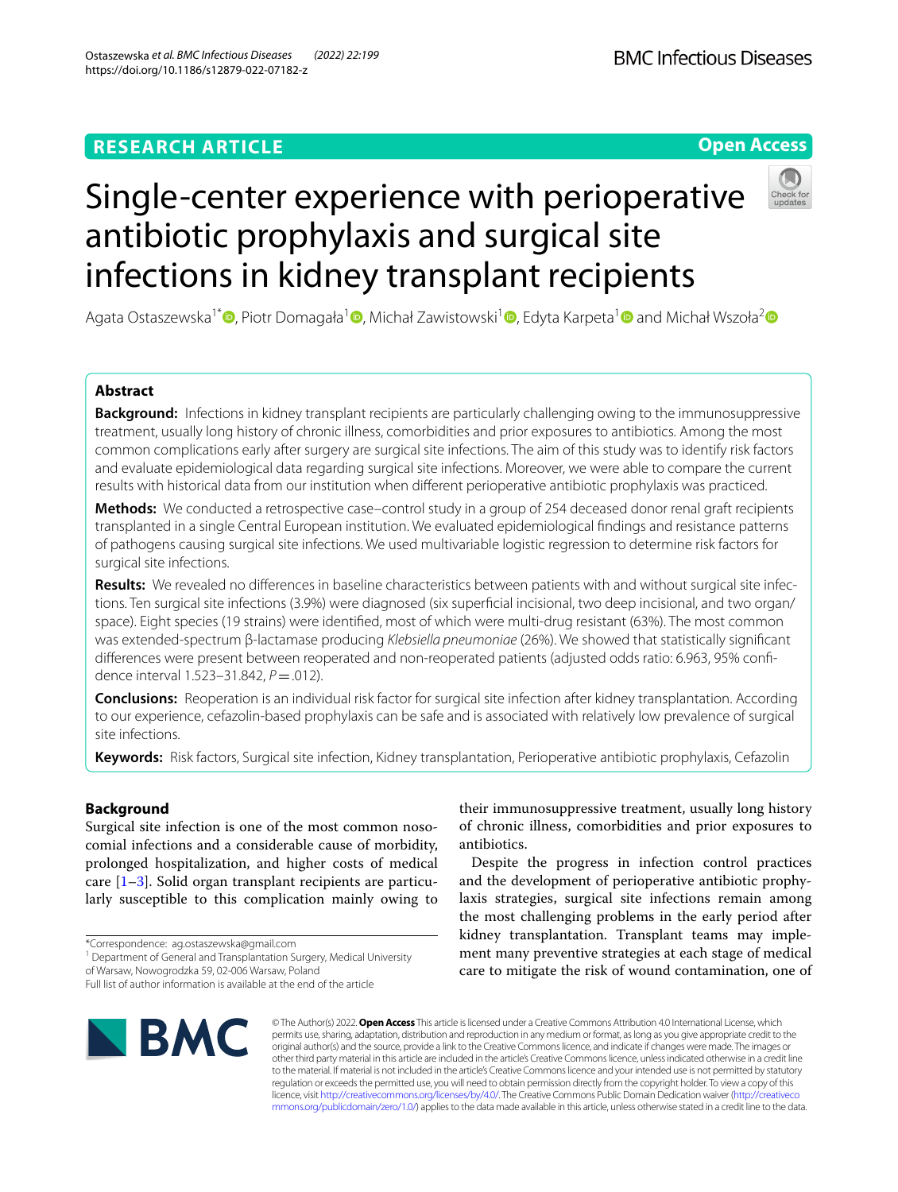RESEARCH ARTICLE

Open Access

# Single-center experience with perioperative antibiotic prophylaxis and surgical site infections in kidney transplant recipients

Agata Ostaszewska[1*], Piotr Domagała[1], Michał Zawistowski[1], Edyta Karpeta[1] and Michał Wszoła[2]

## Abstract

**Background:** Infections in kidney transplant recipients are particularly challenging owing to the immunosuppressive treatment, usually long history of chronic illness, comorbidities and prior exposures to antibiotics. Among the most common complications early after surgery are surgical site infections. The aim of this study was to identify risk factors and evaluate epidemiological data regarding surgical site infections. Moreover, we were able to compare the current results with historical data from our institution when different perioperative antibiotic prophylaxis was practiced.

**Methods:** We conducted a retrospective case–control study in a group of 254 deceased donor renal graft recipients transplanted in a single Central European institution. We evaluated epidemiological findings and resistance patterns of pathogens causing surgical site infections. We used multivariable logistic regression to determine risk factors for surgical site infections.

**Results:** We revealed no differences in baseline characteristics between patients with and without surgical site infections. Ten surgical site infections (3.9%) were diagnosed (six superficial incisional, two deep incisional, and two organ/space). Eight species (19 strains) were identified, most of which were multi-drug resistant (63%). The most common was extended-spectrum β-lactamase producing *Klebsiella pneumoniae* (26%). We showed that statistically significant differences were present between reoperated and non-reoperated patients (adjusted odds ratio: 6.963, 95% confidence interval 1.523–31.842, $P = .012$).

**Conclusions:** Reoperation is an individual risk factor for surgical site infection after kidney transplantation. According to our experience, cefazolin-based prophylaxis can be safe and is associated with relatively low prevalence of surgical site infections.

**Keywords:** Risk factors, Surgical site infection, Kidney transplantation, Perioperative antibiotic prophylaxis, Cefazolin

## Background

Surgical site infection is one of the most common nosocomial infections and a considerable cause of morbidity, prolonged hospitalization, and higher costs of medical care [1–3]. Solid organ transplant recipients are particularly susceptible to this complication mainly owing to their immunosuppressive treatment, usually long history of chronic illness, comorbidities and prior exposures to antibiotics.

Despite the progress in infection control practices and the development of perioperative antibiotic prophylaxis strategies, surgical site infections remain among the most challenging problems in the early period after kidney transplantation. Transplant teams may implement many preventive strategies at each stage of medical care to mitigate the risk of wound contamination, one of

*Correspondence: ag.ostaszewska@gmail.com
[1] Department of General and Transplantation Surgery, Medical University of Warsaw, Nowogrodzka 59, 02-006 Warsaw, Poland
Full list of author information is available at the end of the article

© The Author(s) 2022. **Open Access** This article is licensed under a Creative Commons Attribution 4.0 International License, which permits use, sharing, adaptation, distribution and reproduction in any medium or format, as long as you give appropriate credit to the original author(s) and the source, provide a link to the Creative Commons licence, and indicate if changes were made. The images or other third party material in this article are included in the article's Creative Commons licence, unless indicated otherwise in a credit line to the material. If material is not included in the article's Creative Commons licence and your intended use is not permitted by statutory regulation or exceeds the permitted use, you will need to obtain permission directly from the copyright holder. To view a copy of this licence, visit http://creativecommons.org/licenses/by/4.0/. The Creative Commons Public Domain Dedication waiver (http://creativecommons.org/publicdomain/zero/1.0/) applies to the data made available in this article, unless otherwise stated in a credit line to the data.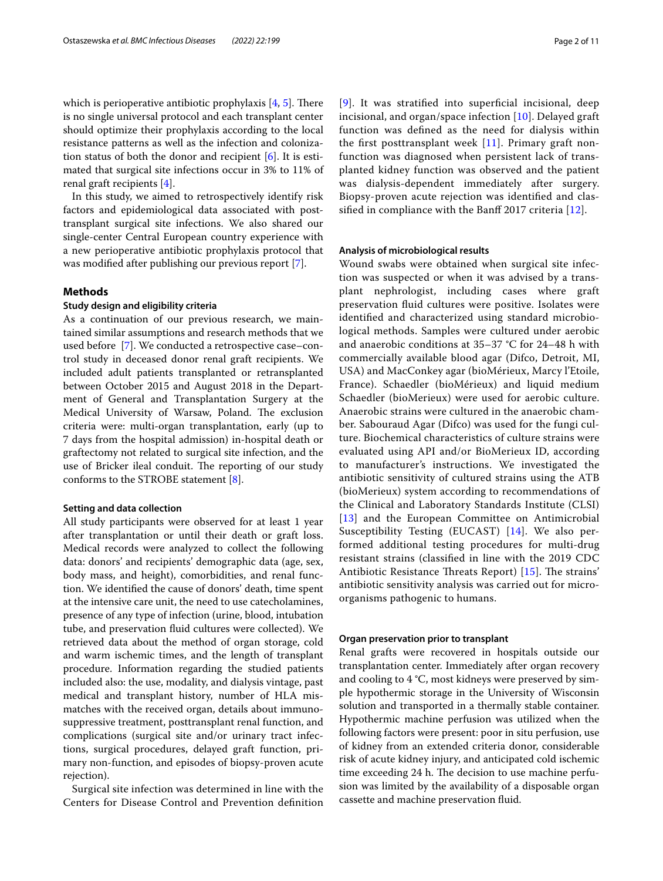which is perioperative antibiotic prophylaxis [4, 5]. There is no single universal protocol and each transplant center should optimize their prophylaxis according to the local resistance patterns as well as the infection and colonization status of both the donor and recipient [6]. It is estimated that surgical site infections occur in 3% to 11% of renal graft recipients [4].

In this study, we aimed to retrospectively identify risk factors and epidemiological data associated with posttransplant surgical site infections. We also shared our single-center Central European country experience with a new perioperative antibiotic prophylaxis protocol that was modified after publishing our previous report [7].

## Methods

### Study design and eligibility criteria

As a continuation of our previous research, we maintained similar assumptions and research methods that we used before [7]. We conducted a retrospective case–control study in deceased donor renal graft recipients. We included adult patients transplanted or retransplanted between October 2015 and August 2018 in the Department of General and Transplantation Surgery at the Medical University of Warsaw, Poland. The exclusion criteria were: multi-organ transplantation, early (up to 7 days from the hospital admission) in-hospital death or graftectomy not related to surgical site infection, and the use of Bricker ileal conduit. The reporting of our study conforms to the STROBE statement [8].

#### Setting and data collection

All study participants were observed for at least 1 year after transplantation or until their death or graft loss. Medical records were analyzed to collect the following data: donors' and recipients' demographic data (age, sex, body mass, and height), comorbidities, and renal function. We identified the cause of donors' death, time spent at the intensive care unit, the need to use catecholamines, presence of any type of infection (urine, blood, intubation tube, and preservation fluid cultures were collected). We retrieved data about the method of organ storage, cold and warm ischemic times, and the length of transplant procedure. Information regarding the studied patients included also: the use, modality, and dialysis vintage, past medical and transplant history, number of HLA mismatches with the received organ, details about immunosuppressive treatment, posttransplant renal function, and complications (surgical site and/or urinary tract infections, surgical procedures, delayed graft function, primary non-function, and episodes of biopsy-proven acute rejection).

Surgical site infection was determined in line with the Centers for Disease Control and Prevention definition [9]. It was stratified into superficial incisional, deep incisional, and organ/space infection [10]. Delayed graft function was defined as the need for dialysis within the first posttransplant week [11]. Primary graft non-function was diagnosed when persistent lack of transplanted kidney function was observed and the patient was dialysis-dependent immediately after surgery. Biopsy-proven acute rejection was identified and classified in compliance with the Banff 2017 criteria [12].

#### Analysis of microbiological results

Wound swabs were obtained when surgical site infection was suspected or when it was advised by a transplant nephrologist, including cases where graft preservation fluid cultures were positive. Isolates were identified and characterized using standard microbiological methods. Samples were cultured under aerobic and anaerobic conditions at 35–37 °C for 24–48 h with commercially available blood agar (Difco, Detroit, MI, USA) and MacConkey agar (bioMérieux, Marcy l'Etoile, France). Schaedler (bioMérieux) and liquid medium Schaedler (bioMerieux) were used for aerobic culture. Anaerobic strains were cultured in the anaerobic chamber. Sabouraud Agar (Difco) was used for the fungi culture. Biochemical characteristics of culture strains were evaluated using API and/or BioMerieux ID, according to manufacturer's instructions. We investigated the antibiotic sensitivity of cultured strains using the ATB (bioMerieux) system according to recommendations of the Clinical and Laboratory Standards Institute (CLSI) [13] and the European Committee on Antimicrobial Susceptibility Testing (EUCAST) [14]. We also performed additional testing procedures for multi-drug resistant strains (classified in line with the 2019 CDC Antibiotic Resistance Threats Report) [15]. The strains' antibiotic sensitivity analysis was carried out for microorganisms pathogenic to humans.

#### Organ preservation prior to transplant

Renal grafts were recovered in hospitals outside our transplantation center. Immediately after organ recovery and cooling to 4 °C, most kidneys were preserved by simple hypothermic storage in the University of Wisconsin solution and transported in a thermally stable container. Hypothermic machine perfusion was utilized when the following factors were present: poor in situ perfusion, use of kidney from an extended criteria donor, considerable risk of acute kidney injury, and anticipated cold ischemic time exceeding 24 h. The decision to use machine perfusion was limited by the availability of a disposable organ cassette and machine preservation fluid.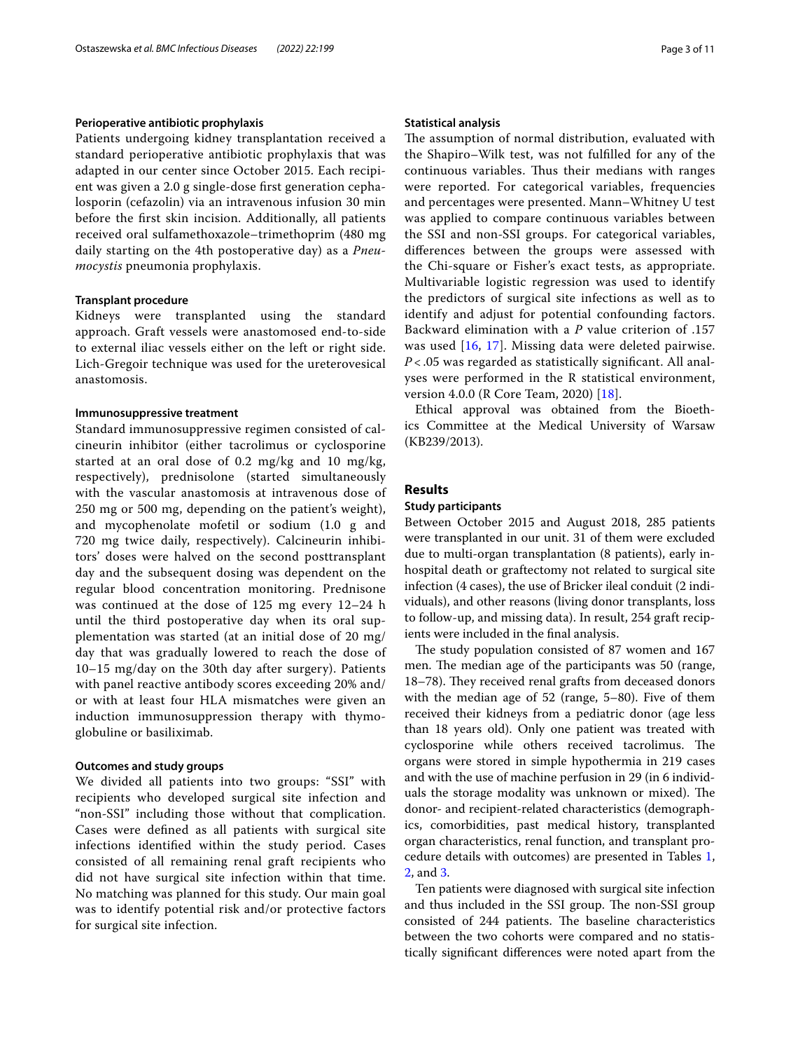### Perioperative antibiotic prophylaxis

Patients undergoing kidney transplantation received a standard perioperative antibiotic prophylaxis that was adapted in our center since October 2015. Each recipient was given a 2.0 g single-dose first generation cephalosporin (cefazolin) via an intravenous infusion 30 min before the first skin incision. Additionally, all patients received oral sulfamethoxazole–trimethoprim (480 mg daily starting on the 4th postoperative day) as a *Pneumocystis* pneumonia prophylaxis.

### Transplant procedure

Kidneys were transplanted using the standard approach. Graft vessels were anastomosed end-to-side to external iliac vessels either on the left or right side. Lich-Gregoir technique was used for the ureterovesical anastomosis.

### Immunosuppressive treatment

Standard immunosuppressive regimen consisted of calcineurin inhibitor (either tacrolimus or cyclosporine started at an oral dose of 0.2 mg/kg and 10 mg/kg, respectively), prednisolone (started simultaneously with the vascular anastomosis at intravenous dose of 250 mg or 500 mg, depending on the patient's weight), and mycophenolate mofetil or sodium (1.0 g and 720 mg twice daily, respectively). Calcineurin inhibitors' doses were halved on the second posttransplant day and the subsequent dosing was dependent on the regular blood concentration monitoring. Prednisone was continued at the dose of 125 mg every 12–24 h until the third postoperative day when its oral supplementation was started (at an initial dose of 20 mg/day that was gradually lowered to reach the dose of 10–15 mg/day on the 30th day after surgery). Patients with panel reactive antibody scores exceeding 20% and/or with at least four HLA mismatches were given an induction immunosuppression therapy with thymoglobuline or basiliximab.

### Outcomes and study groups

We divided all patients into two groups: "SSI" with recipients who developed surgical site infection and "non-SSI" including those without that complication. Cases were defined as all patients with surgical site infections identified within the study period. Cases consisted of all remaining renal graft recipients who did not have surgical site infection within that time. No matching was planned for this study. Our main goal was to identify potential risk and/or protective factors for surgical site infection.

### Statistical analysis

The assumption of normal distribution, evaluated with the Shapiro–Wilk test, was not fulfilled for any of the continuous variables. Thus their medians with ranges were reported. For categorical variables, frequencies and percentages were presented. Mann–Whitney U test was applied to compare continuous variables between the SSI and non-SSI groups. For categorical variables, differences between the groups were assessed with the Chi-square or Fisher's exact tests, as appropriate. Multivariable logistic regression was used to identify the predictors of surgical site infections as well as to identify and adjust for potential confounding factors. Backward elimination with a $P$ value criterion of .157 was used [16, 17]. Missing data were deleted pairwise. $P < .05$ was regarded as statistically significant. All analyses were performed in the R statistical environment, version 4.0.0 (R Core Team, 2020) [18].

Ethical approval was obtained from the Bioethics Committee at the Medical University of Warsaw (KB239/2013).

## Results

### Study participants

Between October 2015 and August 2018, 285 patients were transplanted in our unit. 31 of them were excluded due to multi-organ transplantation (8 patients), early in-hospital death or graftectomy not related to surgical site infection (4 cases), the use of Bricker ileal conduit (2 individuals), and other reasons (living donor transplants, loss to follow-up, and missing data). In result, 254 graft recipients were included in the final analysis.

The study population consisted of 87 women and 167 men. The median age of the participants was 50 (range, 18–78). They received renal grafts from deceased donors with the median age of 52 (range, 5–80). Five of them received their kidneys from a pediatric donor (age less than 18 years old). Only one patient was treated with cyclosporine while others received tacrolimus. The organs were stored in simple hypothermia in 219 cases and with the use of machine perfusion in 29 (in 6 individuals the storage modality was unknown or mixed). The donor- and recipient-related characteristics (demographics, comorbidities, past medical history, transplanted organ characteristics, renal function, and transplant procedure details with outcomes) are presented in Tables 1, 2, and 3.

Ten patients were diagnosed with surgical site infection and thus included in the SSI group. The non-SSI group consisted of 244 patients. The baseline characteristics between the two cohorts were compared and no statistically significant differences were noted apart from the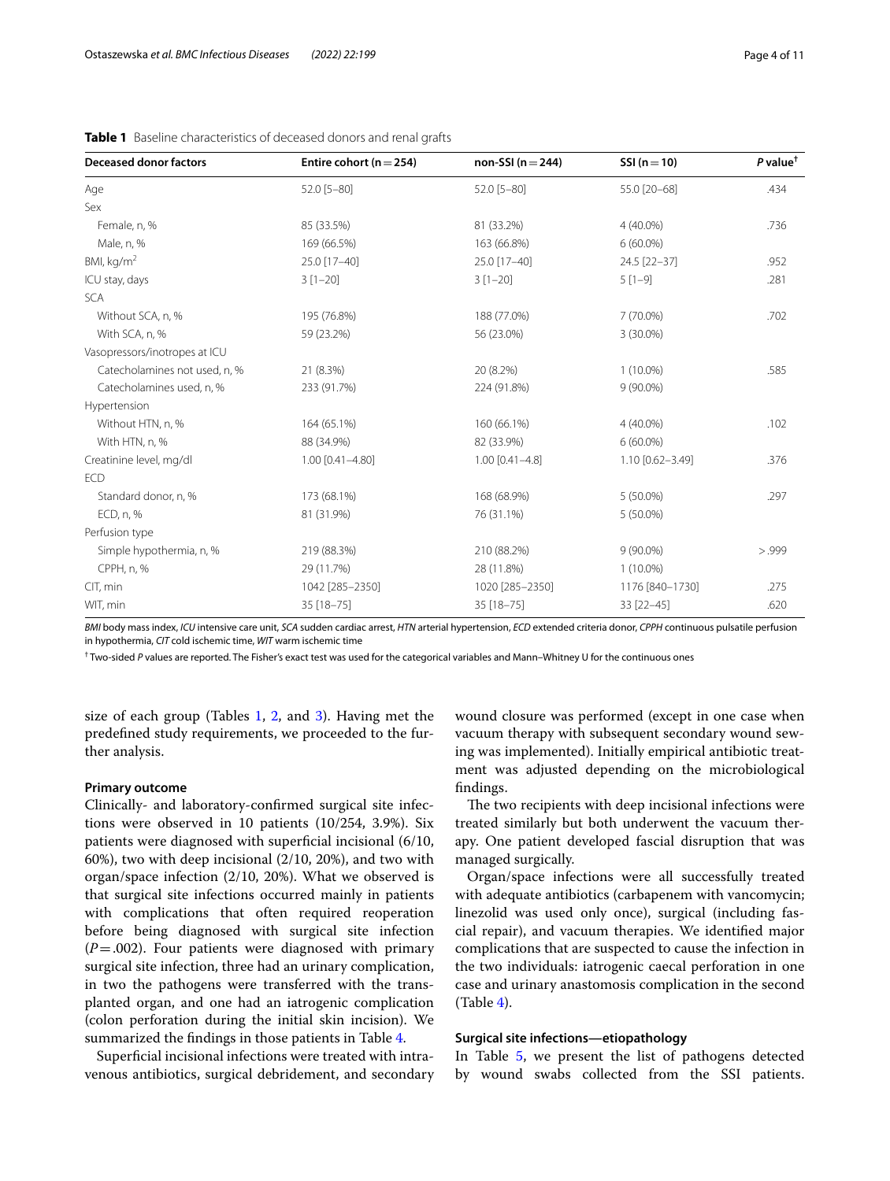**Table 1** Baseline characteristics of deceased donors and renal grafts

| Deceased donor factors | Entire cohort (n = 254) | non-SSI (n = 244) | SSI (n = 10) | *P* value[†] |
|---|---|---|---|---|
| Age | 52.0 [5–80] | 52.0 [5–80] | 55.0 [20–68] | .434 |
| Sex | | | | |
| Female, n, % | 85 (33.5%) | 81 (33.2%) | 4 (40.0%) | .736 |
| Male, n, % | 169 (66.5%) | 163 (66.8%) | 6 (60.0%) | |
| BMI, kg/m$^2$ | 25.0 [17–40] | 25.0 [17–40] | 24.5 [22–37] | .952 |
| ICU stay, days | 3 [1–20] | 3 [1–20] | 5 [1–9] | .281 |
| SCA | | | | |
| Without SCA, n, % | 195 (76.8%) | 188 (77.0%) | 7 (70.0%) | .702 |
| With SCA, n, % | 59 (23.2%) | 56 (23.0%) | 3 (30.0%) | |
| Vasopressors/inotropes at ICU | | | | |
| Catecholamines not used, n, % | 21 (8.3%) | 20 (8.2%) | 1 (10.0%) | .585 |
| Catecholamines used, n, % | 233 (91.7%) | 224 (91.8%) | 9 (90.0%) | |
| Hypertension | | | | |
| Without HTN, n, % | 164 (65.1%) | 160 (66.1%) | 4 (40.0%) | .102 |
| With HTN, n, % | 88 (34.9%) | 82 (33.9%) | 6 (60.0%) | |
| Creatinine level, mg/dl | 1.00 [0.41–4.80] | 1.00 [0.41–4.8] | 1.10 [0.62–3.49] | .376 |
| ECD | | | | |
| Standard donor, n, % | 173 (68.1%) | 168 (68.9%) | 5 (50.0%) | .297 |
| ECD, n, % | 81 (31.9%) | 76 (31.1%) | 5 (50.0%) | |
| Perfusion type | | | | |
| Simple hypothermia, n, % | 219 (88.3%) | 210 (88.2%) | 9 (90.0%) | > .999 |
| CPPH, n, % | 29 (11.7%) | 28 (11.8%) | 1 (10.0%) | |
| CIT, min | 1042 [285–2350] | 1020 [285–2350] | 1176 [840–1730] | .275 |
| WIT, min | 35 [18–75] | 35 [18–75] | 33 [22–45] | .620 |

*BMI* body mass index, *ICU* intensive care unit, *SCA* sudden cardiac arrest, *HTN* arterial hypertension, *ECD* extended criteria donor, *CPPH* continuous pulsatile perfusion in hypothermia, *CIT* cold ischemic time, *WIT* warm ischemic time

[†] Two-sided *P* values are reported. The Fisher's exact test was used for the categorical variables and Mann–Whitney U for the continuous ones

size of each group (Tables 1, 2, and 3). Having met the predefined study requirements, we proceeded to the further analysis.

### Primary outcome

Clinically- and laboratory-confirmed surgical site infections were observed in 10 patients (10/254, 3.9%). Six patients were diagnosed with superficial incisional (6/10, 60%), two with deep incisional (2/10, 20%), and two with organ/space infection (2/10, 20%). What we observed is that surgical site infections occurred mainly in patients with complications that often required reoperation before being diagnosed with surgical site infection ($P = .002$). Four patients were diagnosed with primary surgical site infection, three had an urinary complication, in two the pathogens were transferred with the transplanted organ, and one had an iatrogenic complication (colon perforation during the initial skin incision). We summarized the findings in those patients in Table 4.

Superficial incisional infections were treated with intravenous antibiotics, surgical debridement, and secondary wound closure was performed (except in one case when vacuum therapy with subsequent secondary wound sewing was implemented). Initially empirical antibiotic treatment was adjusted depending on the microbiological findings.

The two recipients with deep incisional infections were treated similarly but both underwent the vacuum therapy. One patient developed fascial disruption that was managed surgically.

Organ/space infections were all successfully treated with adequate antibiotics (carbapenem with vancomycin; linezolid was used only once), surgical (including fascial repair), and vacuum therapies. We identified major complications that are suspected to cause the infection in the two individuals: iatrogenic caecal perforation in one case and urinary anastomosis complication in the second (Table 4).

### Surgical site infections—etiopathology

In Table 5, we present the list of pathogens detected by wound swabs collected from the SSI patients.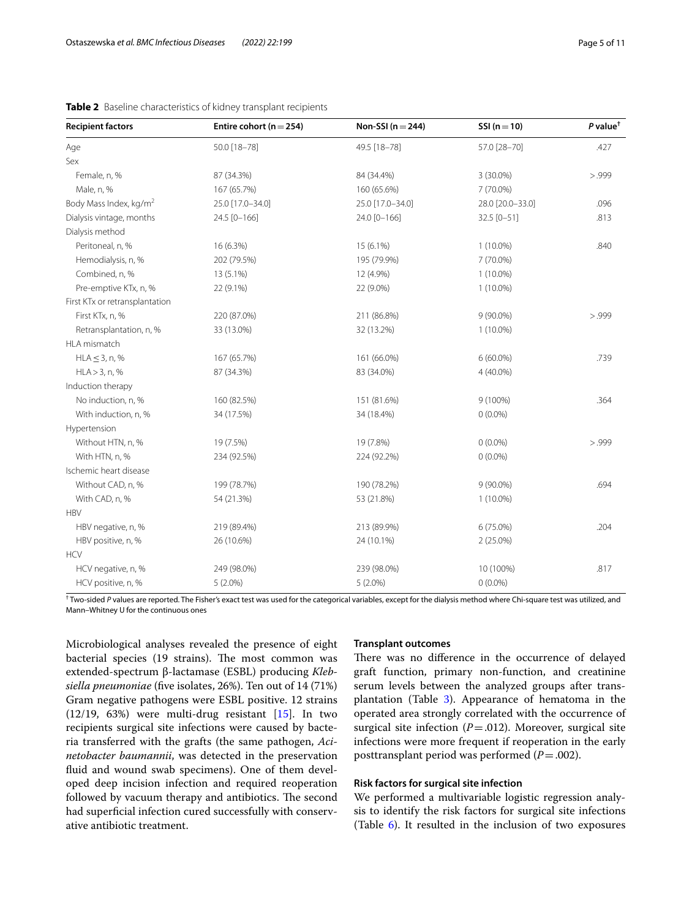**Table 2** Baseline characteristics of kidney transplant recipients

| Recipient factors | Entire cohort (n = 254) | Non-SSI (n = 244) | SSI (n = 10) | *P* value† |
|---|---|---|---|---|
| Age | 50.0 [18–78] | 49.5 [18–78] | 57.0 [28–70] | .427 |
| Sex | | | | |
| Female, n, % | 87 (34.3%) | 84 (34.4%) | 3 (30.0%) | > .999 |
| Male, n, % | 167 (65.7%) | 160 (65.6%) | 7 (70.0%) | |
| Body Mass Index, kg/m$^2$ | 25.0 [17.0–34.0] | 25.0 [17.0–34.0] | 28.0 [20.0–33.0] | .096 |
| Dialysis vintage, months | 24.5 [0–166] | 24.0 [0–166] | 32.5 [0–51] | .813 |
| Dialysis method | | | | |
| Peritoneal, n, % | 16 (6.3%) | 15 (6.1%) | 1 (10.0%) | .840 |
| Hemodialysis, n, % | 202 (79.5%) | 195 (79.9%) | 7 (70.0%) | |
| Combined, n, % | 13 (5.1%) | 12 (4.9%) | 1 (10.0%) | |
| Pre-emptive KTx, n, % | 22 (9.1%) | 22 (9.0%) | 1 (10.0%) | |
| First KTx or retransplantation | | | | |
| First KTx, n, % | 220 (87.0%) | 211 (86.8%) | 9 (90.0%) | > .999 |
| Retransplantation, n, % | 33 (13.0%) | 32 (13.2%) | 1 (10.0%) | |
| HLA mismatch | | | | |
| HLA ≤ 3, n, % | 167 (65.7%) | 161 (66.0%) | 6 (60.0%) | .739 |
| HLA > 3, n, % | 87 (34.3%) | 83 (34.0%) | 4 (40.0%) | |
| Induction therapy | | | | |
| No induction, n, % | 160 (82.5%) | 151 (81.6%) | 9 (100%) | .364 |
| With induction, n, % | 34 (17.5%) | 34 (18.4%) | 0 (0.0%) | |
| Hypertension | | | | |
| Without HTN, n, % | 19 (7.5%) | 19 (7.8%) | 0 (0.0%) | > .999 |
| With HTN, n, % | 234 (92.5%) | 224 (92.2%) | 0 (0.0%) | |
| Ischemic heart disease | | | | |
| Without CAD, n, % | 199 (78.7%) | 190 (78.2%) | 9 (90.0%) | .694 |
| With CAD, n, % | 54 (21.3%) | 53 (21.8%) | 1 (10.0%) | |
| HBV | | | | |
| HBV negative, n, % | 219 (89.4%) | 213 (89.9%) | 6 (75.0%) | .204 |
| HBV positive, n, % | 26 (10.6%) | 24 (10.1%) | 2 (25.0%) | |
| HCV | | | | |
| HCV negative, n, % | 249 (98.0%) | 239 (98.0%) | 10 (100%) | .817 |
| HCV positive, n, % | 5 (2.0%) | 5 (2.0%) | 0 (0.0%) | |

† Two-sided *P* values are reported. The Fisher's exact test was used for the categorical variables, except for the dialysis method where Chi-square test was utilized, and Mann–Whitney U for the continuous ones

Microbiological analyses revealed the presence of eight bacterial species (19 strains). The most common was extended-spectrum β-lactamase (ESBL) producing *Klebsiella pneumoniae* (five isolates, 26%). Ten out of 14 (71%) Gram negative pathogens were ESBL positive. 12 strains (12/19, 63%) were multi-drug resistant [15]. In two recipients surgical site infections were caused by bacteria transferred with the grafts (the same pathogen, *Acinetobacter baumannii*, was detected in the preservation fluid and wound swab specimens). One of them developed deep incision infection and required reoperation followed by vacuum therapy and antibiotics. The second had superficial infection cured successfully with conservative antibiotic treatment.

#### Transplant outcomes

There was no difference in the occurrence of delayed graft function, primary non-function, and creatinine serum levels between the analyzed groups after transplantation (Table 3). Appearance of hematoma in the operated area strongly correlated with the occurrence of surgical site infection ($P = .012$). Moreover, surgical site infections were more frequent if reoperation in the early posttransplant period was performed ($P = .002$).

#### Risk factors for surgical site infection

We performed a multivariable logistic regression analysis to identify the risk factors for surgical site infections (Table 6). It resulted in the inclusion of two exposures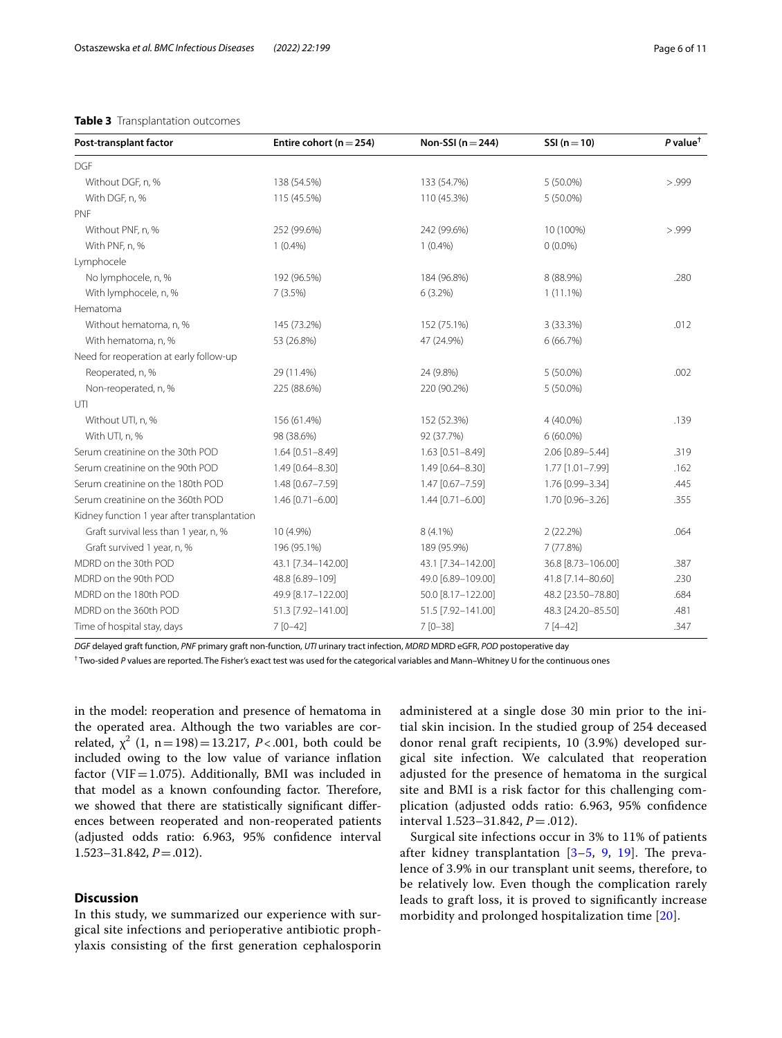**Table 3** Transplantation outcomes

| Post-transplant factor | Entire cohort (n = 254) | Non-SSI (n = 244) | SSI (n = 10) | *P* value[†] |
|---|---|---|---|---|
| DGF | | | | |
| Without DGF, n, % | 138 (54.5%) | 133 (54.7%) | 5 (50.0%) | > .999 |
| With DGF, n, % | 115 (45.5%) | 110 (45.3%) | 5 (50.0%) | |
| PNF | | | | |
| Without PNF, n, % | 252 (99.6%) | 242 (99.6%) | 10 (100%) | > .999 |
| With PNF, n, % | 1 (0.4%) | 1 (0.4%) | 0 (0.0%) | |
| Lymphocele | | | | |
| No lymphocele, n, % | 192 (96.5%) | 184 (96.8%) | 8 (88.9%) | .280 |
| With lymphocele, n, % | 7 (3.5%) | 6 (3.2%) | 1 (11.1%) | |
| Hematoma | | | | |
| Without hematoma, n, % | 145 (73.2%) | 152 (75.1%) | 3 (33.3%) | .012 |
| With hematoma, n, % | 53 (26.8%) | 47 (24.9%) | 6 (66.7%) | |
| Need for reoperation at early follow-up | | | | |
| Reoperated, n, % | 29 (11.4%) | 24 (9.8%) | 5 (50.0%) | .002 |
| Non-reoperated, n, % | 225 (88.6%) | 220 (90.2%) | 5 (50.0%) | |
| UTI | | | | |
| Without UTI, n, % | 156 (61.4%) | 152 (52.3%) | 4 (40.0%) | .139 |
| With UTI, n, % | 98 (38.6%) | 92 (37.7%) | 6 (60.0%) | |
| Serum creatinine on the 30th POD | 1.64 [0.51–8.49] | 1.63 [0.51–8.49] | 2.06 [0.89–5.44] | .319 |
| Serum creatinine on the 90th POD | 1.49 [0.64–8.30] | 1.49 [0.64–8.30] | 1.77 [1.01–7.99] | .162 |
| Serum creatinine on the 180th POD | 1.48 [0.67–7.59] | 1.47 [0.67–7.59] | 1.76 [0.99–3.34] | .445 |
| Serum creatinine on the 360th POD | 1.46 [0.71–6.00] | 1.44 [0.71–6.00] | 1.70 [0.96–3.26] | .355 |
| Kidney function 1 year after transplantation | | | | |
| Graft survival less than 1 year, n, % | 10 (4.9%) | 8 (4.1%) | 2 (22.2%) | .064 |
| Graft survived 1 year, n, % | 196 (95.1%) | 189 (95.9%) | 7 (77.8%) | |
| MDRD on the 30th POD | 43.1 [7.34–142.00] | 43.1 [7.34–142.00] | 36.8 [8.73–106.00] | .387 |
| MDRD on the 90th POD | 48.8 [6.89–109] | 49.0 [6.89–109.00] | 41.8 [7.14–80.60] | .230 |
| MDRD on the 180th POD | 49.9 [8.17–122.00] | 50.0 [8.17–122.00] | 48.2 [23.50–78.80] | .684 |
| MDRD on the 360th POD | 51.3 [7.92–141.00] | 51.5 [7.92–141.00] | 48.3 [24.20–85.50] | .481 |
| Time of hospital stay, days | 7 [0–42] | 7 [0–38] | 7 [4–42] | .347 |

*DGF* delayed graft function, *PNF* primary graft non-function, *UTI* urinary tract infection, *MDRD* MDRD eGFR, *POD* postoperative day

[†] Two-sided *P* values are reported. The Fisher's exact test was used for the categorical variables and Mann–Whitney U for the continuous ones

in the model: reoperation and presence of hematoma in the operated area. Although the two variables are correlated, $\chi^2$ (1, n = 198) = 13.217, $P < .001$, both could be included owing to the low value of variance inflation factor (VIF = 1.075). Additionally, BMI was included in that model as a known confounding factor. Therefore, we showed that there are statistically significant differences between reoperated and non-reoperated patients (adjusted odds ratio: 6.963, 95% confidence interval 1.523–31.842, $P = .012$).

## Discussion

In this study, we summarized our experience with surgical site infections and perioperative antibiotic prophylaxis consisting of the first generation cephalosporin administered at a single dose 30 min prior to the initial skin incision. In the studied group of 254 deceased donor renal graft recipients, 10 (3.9%) developed surgical site infection. We calculated that reoperation adjusted for the presence of hematoma in the surgical site and BMI is a risk factor for this challenging complication (adjusted odds ratio: 6.963, 95% confidence interval 1.523–31.842, $P = .012$).

Surgical site infections occur in 3% to 11% of patients after kidney transplantation [3–5, 9, 19]. The prevalence of 3.9% in our transplant unit seems, therefore, to be relatively low. Even though the complication rarely leads to graft loss, it is proved to significantly increase morbidity and prolonged hospitalization time [20].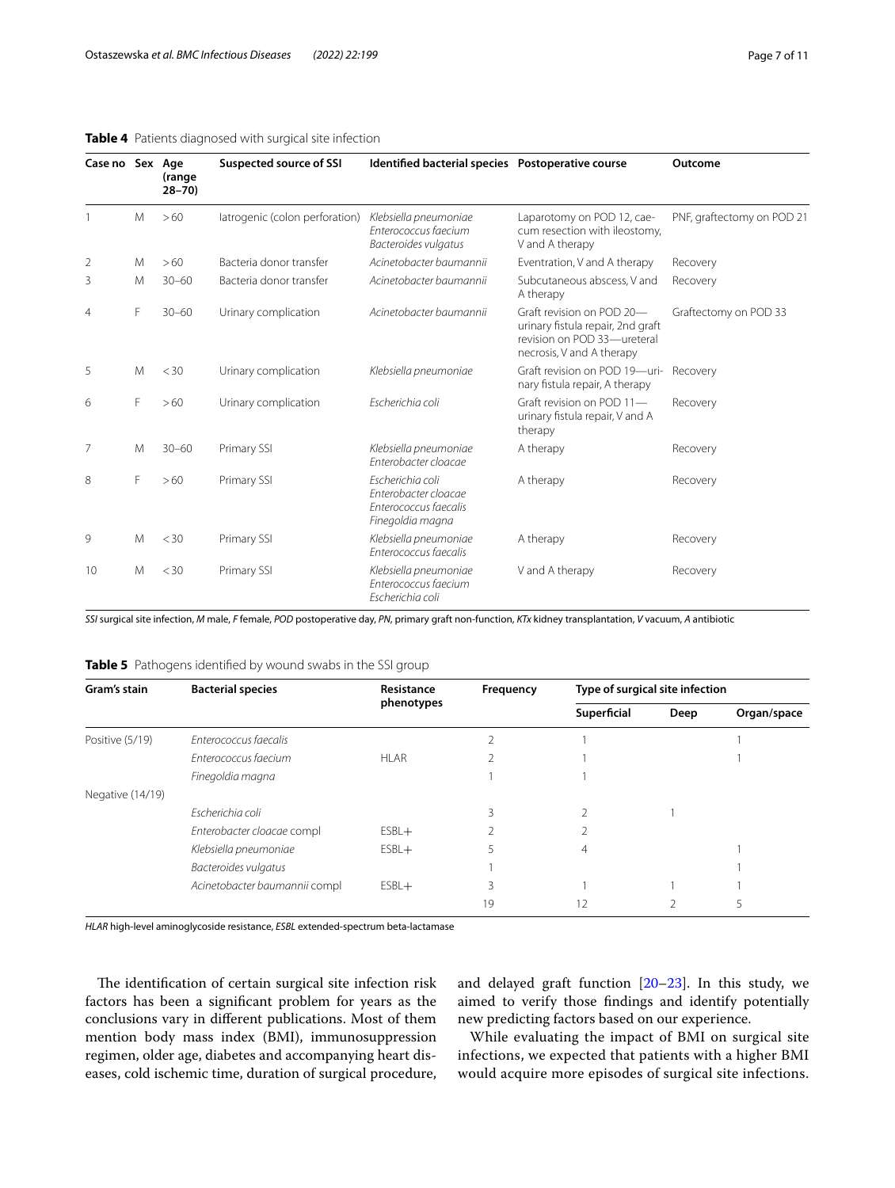**Table 4** Patients diagnosed with surgical site infection

| Case no | Sex | Age (range 28–70) | Suspected source of SSI | Identified bacterial species | Postoperative course | Outcome |
|---|---|---|---|---|---|---|
| 1 | M | > 60 | Iatrogenic (colon perforation) | *Klebsiella pneumoniae* *Enterococcus faecium* *Bacteroides vulgatus* | Laparotomy on POD 12, caecum resection with ileostomy, V and A therapy | PNF, graftectomy on POD 21 |
| 2 | M | > 60 | Bacteria donor transfer | *Acinetobacter baumannii* | Eventration, V and A therapy | Recovery |
| 3 | M | 30–60 | Bacteria donor transfer | *Acinetobacter baumannii* | Subcutaneous abscess, V and A therapy | Recovery |
| 4 | F | 30–60 | Urinary complication | *Acinetobacter baumannii* | Graft revision on POD 20—urinary fistula repair, 2nd graft revision on POD 33—ureteral necrosis, V and A therapy | Graftectomy on POD 33 |
| 5 | M | < 30 | Urinary complication | *Klebsiella pneumoniae* | Graft revision on POD 19—urinary fistula repair, A therapy | Recovery |
| 6 | F | > 60 | Urinary complication | *Escherichia coli* | Graft revision on POD 11—urinary fistula repair, V and A therapy | Recovery |
| 7 | M | 30–60 | Primary SSI | *Klebsiella pneumoniae* *Enterobacter cloacae* | A therapy | Recovery |
| 8 | F | > 60 | Primary SSI | *Escherichia coli* *Enterobacter cloacae* *Enterococcus faecalis* *Finegoldia magna* | A therapy | Recovery |
| 9 | M | < 30 | Primary SSI | *Klebsiella pneumoniae* *Enterococcus faecalis* | A therapy | Recovery |
| 10 | M | < 30 | Primary SSI | *Klebsiella pneumoniae* *Enterococcus faecium* *Escherichia coli* | V and A therapy | Recovery |

*SSI* surgical site infection, *M* male, *F* female, *POD* postoperative day, *PN*, primary graft non-function, *KTx* kidney transplantation, *V* vacuum, *A* antibiotic

**Table 5** Pathogens identified by wound swabs in the SSI group

| Gram's stain | Bacterial species | Resistance phenotypes | Frequency | Type of surgical site infection | | |
|---|---|---|---|---|---|---|
| | | | | Superficial | Deep | Organ/space |
| Positive (5/19) | *Enterococcus faecalis* | | 2 | 1 | | 1 |
| | *Enterococcus faecium* | HLAR | 2 | 1 | | 1 |
| | *Finegoldia magna* | | 1 | 1 | | |
| Negative (14/19) | | | | | | |
| | *Escherichia coli* | | 3 | 2 | 1 | |
| | *Enterobacter cloacae compl* | ESBL+ | 2 | 2 | | |
| | *Klebsiella pneumoniae* | ESBL+ | 5 | 4 | | 1 |
| | *Bacteroides vulgatus* | | 1 | | | 1 |
| | *Acinetobacter baumannii compl* | ESBL+ | 3 | 1 | 1 | 1 |
| | | | 19 | 12 | 2 | 5 |

*HLAR* high-level aminoglycoside resistance, *ESBL* extended-spectrum beta-lactamase

The identification of certain surgical site infection risk factors has been a significant problem for years as the conclusions vary in different publications. Most of them mention body mass index (BMI), immunosuppression regimen, older age, diabetes and accompanying heart diseases, cold ischemic time, duration of surgical procedure, and delayed graft function [20–23]. In this study, we aimed to verify those findings and identify potentially new predicting factors based on our experience.

While evaluating the impact of BMI on surgical site infections, we expected that patients with a higher BMI would acquire more episodes of surgical site infections.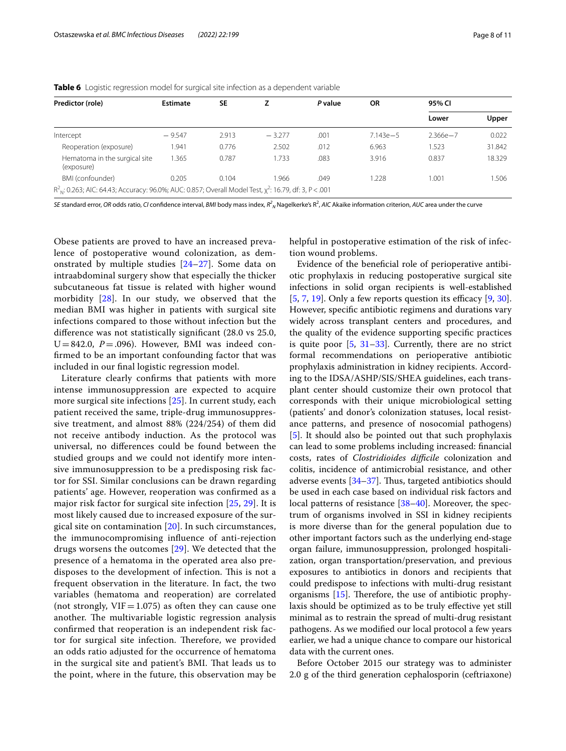**Table 6** Logistic regression model for surgical site infection as a dependent variable

| Predictor (role) | Estimate | SE | Z | *P* value | OR | 95% CI | |
|---|---|---|---|---|---|---|---|
| | | | | | | Lower | Upper |
| Intercept | − 9.547 | 2.913 | − 3.277 | .001 | 7.143e−5 | 2.366e−7 | 0.022 |
| Reoperation (exposure) | 1.941 | 0.776 | 2.502 | .012 | 6.963 | 1.523 | 31.842 |
| Hematoma in the surgical site (exposure) | 1.365 | 0.787 | 1.733 | .083 | 3.916 | 0.837 | 18.329 |
| BMI (confounder) | 0.205 | 0.104 | 1.966 | .049 | 1.228 | 1.001 | 1.506 |

$R^2_N$: 0.263; AIC: 64.43; Accuracy: 96.0%; AUC: 0.857; Overall Model Test, $\chi^2$: 16.79, df: 3, P < .001

*SE* standard error, *OR* odds ratio, *CI* confidence interval, *BMI* body mass index, $R^2_N$ Nagelkerke's $R^2$, *AIC* Akaike information criterion, *AUC* area under the curve

Obese patients are proved to have an increased prevalence of postoperative wound colonization, as demonstrated by multiple studies [24–27]. Some data on intraabdominal surgery show that especially the thicker subcutaneous fat tissue is related with higher wound morbidity [28]. In our study, we observed that the median BMI was higher in patients with surgical site infections compared to those without infection but the difference was not statistically significant (28.0 vs 25.0, U = 842.0, $P = .096$). However, BMI was indeed confirmed to be an important confounding factor that was included in our final logistic regression model.

Literature clearly confirms that patients with more intense immunosuppression are expected to acquire more surgical site infections [25]. In current study, each patient received the same, triple-drug immunosuppressive treatment, and almost 88% (224/254) of them did not receive antibody induction. As the protocol was universal, no differences could be found between the studied groups and we could not identify more intensive immunosuppression to be a predisposing risk factor for SSI. Similar conclusions can be drawn regarding patients' age. However, reoperation was confirmed as a major risk factor for surgical site infection [25, 29]. It is most likely caused due to increased exposure of the surgical site on contamination [20]. In such circumstances, the immunocompromising influence of anti-rejection drugs worsens the outcomes [29]. We detected that the presence of a hematoma in the operated area also predisposes to the development of infection. This is not a frequent observation in the literature. In fact, the two variables (hematoma and reoperation) are correlated (not strongly, VIF = 1.075) as often they can cause one another. The multivariable logistic regression analysis confirmed that reoperation is an independent risk factor for surgical site infection. Therefore, we provided an odds ratio adjusted for the occurrence of hematoma in the surgical site and patient's BMI. That leads us to the point, where in the future, this observation may be helpful in postoperative estimation of the risk of infection wound problems.

Evidence of the beneficial role of perioperative antibiotic prophylaxis in reducing postoperative surgical site infections in solid organ recipients is well-established [5, 7, 19]. Only a few reports question its efficacy [9, 30]. However, specific antibiotic regimens and durations vary widely across transplant centers and procedures, and the quality of the evidence supporting specific practices is quite poor [5, 31–33]. Currently, there are no strict formal recommendations on perioperative antibiotic prophylaxis administration in kidney recipients. According to the IDSA/ASHP/SIS/SHEA guidelines, each transplant center should customize their own protocol that corresponds with their unique microbiological setting (patients' and donor's colonization statuses, local resistance patterns, and presence of nosocomial pathogens) [5]. It should also be pointed out that such prophylaxis can lead to some problems including increased: financial costs, rates of *Clostridioides difficile* colonization and colitis, incidence of antimicrobial resistance, and other adverse events [34–37]. Thus, targeted antibiotics should be used in each case based on individual risk factors and local patterns of resistance [38–40]. Moreover, the spectrum of organisms involved in SSI in kidney recipients is more diverse than for the general population due to other important factors such as the underlying end-stage organ failure, immunosuppression, prolonged hospitalization, organ transportation/preservation, and previous exposures to antibiotics in donors and recipients that could predispose to infections with multi-drug resistant organisms [15]. Therefore, the use of antibiotic prophylaxis should be optimized as to be truly effective yet still minimal as to restrain the spread of multi-drug resistant pathogens. As we modified our local protocol a few years earlier, we had a unique chance to compare our historical data with the current ones.

Before October 2015 our strategy was to administer 2.0 g of the third generation cephalosporin (ceftriaxone)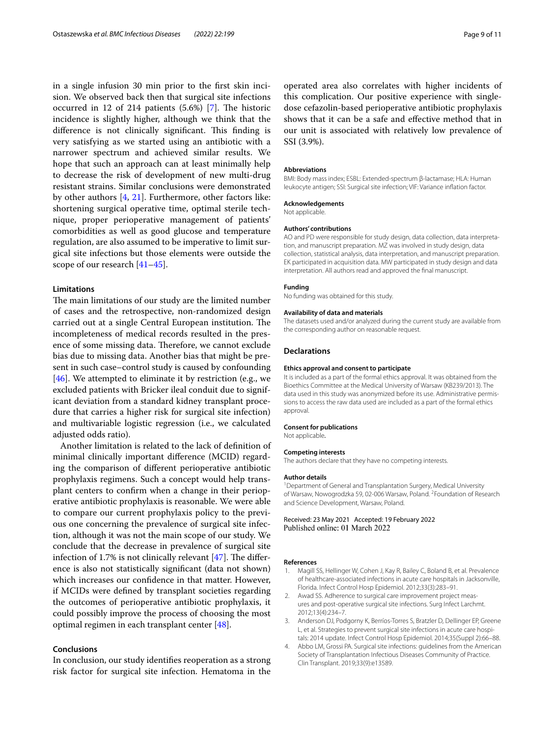in a single infusion 30 min prior to the first skin incision. We observed back then that surgical site infections occurred in 12 of 214 patients (5.6%) [7]. The historic incidence is slightly higher, although we think that the difference is not clinically significant. This finding is very satisfying as we started using an antibiotic with a narrower spectrum and achieved similar results. We hope that such an approach can at least minimally help to decrease the risk of development of new multi-drug resistant strains. Similar conclusions were demonstrated by other authors [4, 21]. Furthermore, other factors like: shortening surgical operative time, optimal sterile technique, proper perioperative management of patients' comorbidities as well as good glucose and temperature regulation, are also assumed to be imperative to limit surgical site infections but those elements were outside the scope of our research [41–45].

### Limitations

The main limitations of our study are the limited number of cases and the retrospective, non-randomized design carried out at a single Central European institution. The incompleteness of medical records resulted in the presence of some missing data. Therefore, we cannot exclude bias due to missing data. Another bias that might be present in such case–control study is caused by confounding [46]. We attempted to eliminate it by restriction (e.g., we excluded patients with Bricker ileal conduit due to significant deviation from a standard kidney transplant procedure that carries a higher risk for surgical site infection) and multivariable logistic regression (i.e., we calculated adjusted odds ratio).

Another limitation is related to the lack of definition of minimal clinically important difference (MCID) regarding the comparison of different perioperative antibiotic prophylaxis regimens. Such a concept would help transplant centers to confirm when a change in their perioperative antibiotic prophylaxis is reasonable. We were able to compare our current prophylaxis policy to the previous one concerning the prevalence of surgical site infection, although it was not the main scope of our study. We conclude that the decrease in prevalence of surgical site infection of 1.7% is not clinically relevant [47]. The difference is also not statistically significant (data not shown) which increases our confidence in that matter. However, if MCIDs were defined by transplant societies regarding the outcomes of perioperative antibiotic prophylaxis, it could possibly improve the process of choosing the most optimal regimen in each transplant center [48].

## Conclusions

In conclusion, our study identifies reoperation as a strong risk factor for surgical site infection. Hematoma in the operated area also correlates with higher incidents of this complication. Our positive experience with single-dose cefazolin-based perioperative antibiotic prophylaxis shows that it can be a safe and effective method that in our unit is associated with relatively low prevalence of SSI (3.9%).

#### Abbreviations

BMI: Body mass index; ESBL: Extended-spectrum β-lactamase; HLA: Human leukocyte antigen; SSI: Surgical site infection; VIF: Variance inflation factor.

#### Acknowledgements

Not applicable.

#### Authors' contributions

AO and PD were responsible for study design, data collection, data interpretation, and manuscript preparation. MZ was involved in study design, data collection, statistical analysis, data interpretation, and manuscript preparation. EK participated in acquisition data. MW participated in study design and data interpretation. All authors read and approved the final manuscript.

#### Funding

No funding was obtained for this study.

#### Availability of data and materials

The datasets used and/or analyzed during the current study are available from the corresponding author on reasonable request.

### Declarations

#### Ethics approval and consent to participate

It is included as a part of the formal ethics approval. It was obtained from the Bioethics Committee at the Medical University of Warsaw (KB239/2013). The data used in this study was anonymized before its use. Administrative permissions to access the raw data used are included as a part of the formal ethics approval.

#### Consent for publications

Not applicable.

#### Competing interests

The authors declare that they have no competing interests.

#### Author details

[1] Department of General and Transplantation Surgery, Medical University of Warsaw, Nowogrodzka 59, 02-006 Warsaw, Poland. [2] Foundation of Research and Science Development, Warsaw, Poland.

Received: 23 May 2021 Accepted: 19 February 2022
Published online: 01 March 2022

#### References

1. Magill SS, Hellinger W, Cohen J, Kay R, Bailey C, Boland B, et al. Prevalence of healthcare-associated infections in acute care hospitals in Jacksonville, Florida. Infect Control Hosp Epidemiol. 2012;33(3):283–91.
2. Awad SS. Adherence to surgical care improvement project measures and post-operative surgical site infections. Surg Infect Larchmt. 2012;13(4):234–7.
3. Anderson DJ, Podgorny K, Berríos-Torres S, Bratzler D, Dellinger EP, Greene L, et al. Strategies to prevent surgical site infections in acute care hospitals: 2014 update. Infect Control Hosp Epidemiol. 2014;35(Suppl 2):66–88.
4. Abbo LM, Grossi PA. Surgical site infections: guidelines from the American Society of Transplantation Infectious Diseases Community of Practice. Clin Transplant. 2019;33(9):e13589.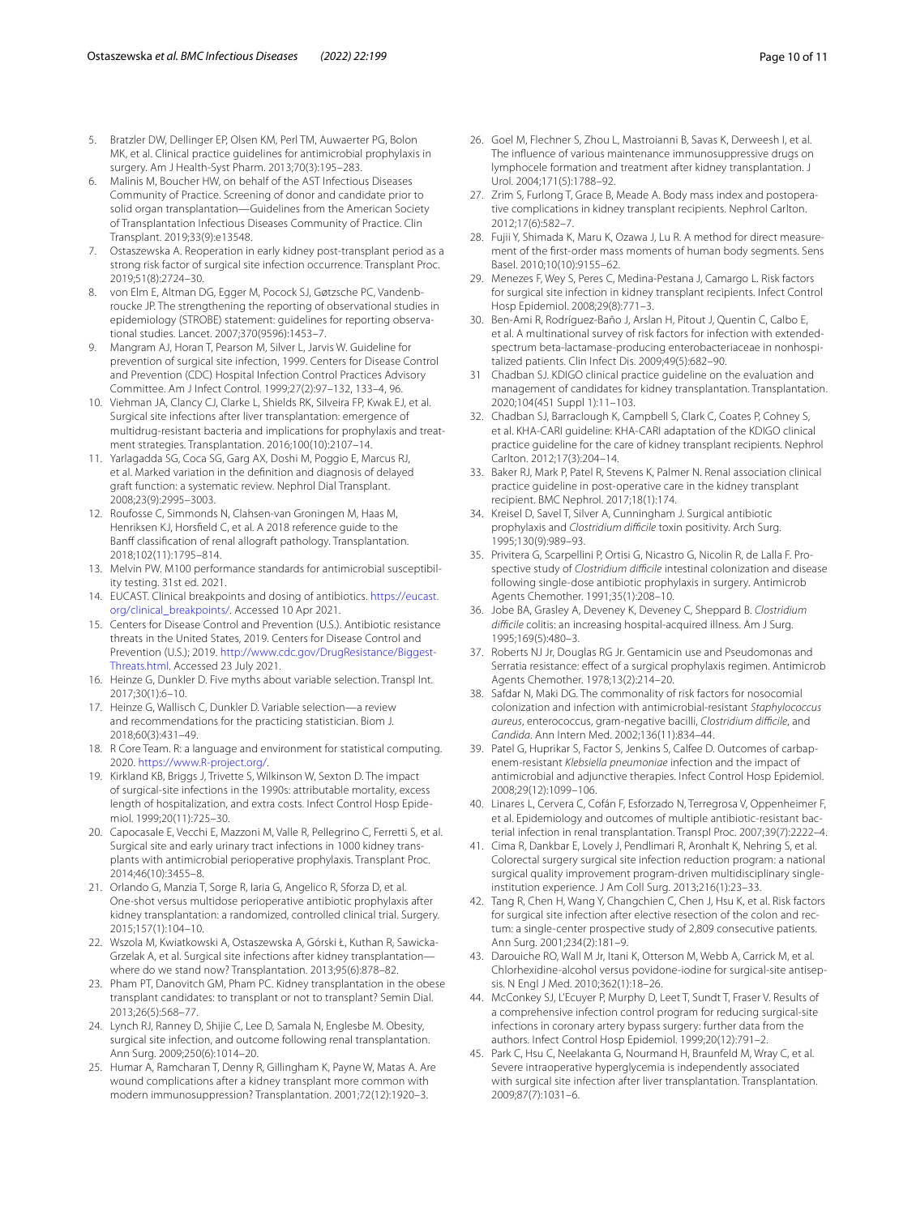5. Bratzler DW, Dellinger EP, Olsen KM, Perl TM, Auwaerter PG, Bolon MK, et al. Clinical practice guidelines for antimicrobial prophylaxis in surgery. Am J Health-Syst Pharm. 2013;70(3):195–283.
6. Malinis M, Boucher HW, on behalf of the AST Infectious Diseases Community of Practice. Screening of donor and candidate prior to solid organ transplantation—Guidelines from the American Society of Transplantation Infectious Diseases Community of Practice. Clin Transplant. 2019;33(9):e13548.
7. Ostaszewska A. Reoperation in early kidney post-transplant period as a strong risk factor of surgical site infection occurrence. Transplant Proc. 2019;51(8):2724–30.
8. von Elm E, Altman DG, Egger M, Pocock SJ, Gøtzsche PC, Vandenbroucke JP. The strengthening the reporting of observational studies in epidemiology (STROBE) statement: guidelines for reporting observational studies. Lancet. 2007;370(9596):1453–7.
9. Mangram AJ, Horan T, Pearson M, Silver L, Jarvis W. Guideline for prevention of surgical site infection, 1999. Centers for Disease Control and Prevention (CDC) Hospital Infection Control Practices Advisory Committee. Am J Infect Control. 1999;27(2):97–132, 133–4, 96.
10. Viehman JA, Clancy CJ, Clarke L, Shields RK, Silveira FP, Kwak EJ, et al. Surgical site infections after liver transplantation: emergence of multidrug-resistant bacteria and implications for prophylaxis and treatment strategies. Transplantation. 2016;100(10):2107–14.
11. Yarlagadda SG, Coca SG, Garg AX, Doshi M, Poggio E, Marcus RJ, et al. Marked variation in the definition and diagnosis of delayed graft function: a systematic review. Nephrol Dial Transplant. 2008;23(9):2995–3003.
12. Roufosse C, Simmonds N, Clahsen-van Groningen M, Haas M, Henriksen KJ, Horsfield C, et al. A 2018 reference guide to the Banff classification of renal allograft pathology. Transplantation. 2018;102(11):1795–814.
13. Melvin PW. M100 performance standards for antimicrobial susceptibility testing. 31st ed. 2021.
14. EUCAST. Clinical breakpoints and dosing of antibiotics. https://eucast.org/clinical_breakpoints/. Accessed 10 Apr 2021.
15. Centers for Disease Control and Prevention (U.S.). Antibiotic resistance threats in the United States, 2019. Centers for Disease Control and Prevention (U.S.); 2019. http://www.cdc.gov/DrugResistance/Biggest-Threats.html. Accessed 23 July 2021.
16. Heinze G, Dunkler D. Five myths about variable selection. Transpl Int. 2017;30(1):6–10.
17. Heinze G, Wallisch C, Dunkler D. Variable selection—a review and recommendations for the practicing statistician. Biom J. 2018;60(3):431–49.
18. R Core Team. R: a language and environment for statistical computing. 2020. https://www.R-project.org/.
19. Kirkland KB, Briggs J, Trivette S, Wilkinson W, Sexton D. The impact of surgical-site infections in the 1990s: attributable mortality, excess length of hospitalization, and extra costs. Infect Control Hosp Epidemiol. 1999;20(11):725–30.
20. Capocasale E, Vecchi E, Mazzoni M, Valle R, Pellegrino C, Ferretti S, et al. Surgical site and early urinary tract infections in 1000 kidney transplants with antimicrobial perioperative prophylaxis. Transplant Proc. 2014;46(10):3455–8.
21. Orlando G, Manzia T, Sorge R, Iaria G, Angelico R, Sforza D, et al. One-shot versus multidose perioperative antibiotic prophylaxis after kidney transplantation: a randomized, controlled clinical trial. Surgery. 2015;157(1):104–10.
22. Wszola M, Kwiatkowski A, Ostaszewska A, Górski Ł, Kuthan R, Sawicka-Grzelak A, et al. Surgical site infections after kidney transplantation—where do we stand now? Transplantation. 2013;95(6):878–82.
23. Pham PT, Danovitch GM, Pham PC. Kidney transplantation in the obese transplant candidates: to transplant or not to transplant? Semin Dial. 2013;26(5):568–77.
24. Lynch RJ, Ranney D, Shijie C, Lee D, Samala N, Englesbe M. Obesity, surgical site infection, and outcome following renal transplantation. Ann Surg. 2009;250(6):1014–20.
25. Humar A, Ramcharan T, Denny R, Gillingham K, Payne W, Matas A. Are wound complications after a kidney transplant more common with modern immunosuppression? Transplantation. 2001;72(12):1920–3.
26. Goel M, Flechner S, Zhou L, Mastroianni B, Savas K, Derweesh I, et al. The influence of various maintenance immunosuppressive drugs on lymphocele formation and treatment after kidney transplantation. J Urol. 2004;171(5):1788–92.
27. Zrim S, Furlong T, Grace B, Meade A. Body mass index and postoperative complications in kidney transplant recipients. Nephrol Carlton. 2012;17(6):582–7.
28. Fujii Y, Shimada K, Maru K, Ozawa J, Lu R. A method for direct measurement of the first-order mass moments of human body segments. Sens Basel. 2010;10(10):9155–62.
29. Menezes F, Wey S, Peres C, Medina-Pestana J, Camargo L. Risk factors for surgical site infection in kidney transplant recipients. Infect Control Hosp Epidemiol. 2008;29(8):771–3.
30. Ben-Ami R, Rodríguez-Baño J, Arslan H, Pitout J, Quentin C, Calbo E, et al. A multinational survey of risk factors for infection with extended-spectrum beta-lactamase-producing enterobacteriaceae in nonhospitalized patients. Clin Infect Dis. 2009;49(5):682–90.
31 Chadban SJ. KDIGO clinical practice guideline on the evaluation and management of candidates for kidney transplantation. Transplantation. 2020;104(4S1 Suppl 1):11–103.
32. Chadban SJ, Barraclough K, Campbell S, Clark C, Coates P, Cohney S, et al. KHA-CARI guideline: KHA-CARI adaptation of the KDIGO clinical practice guideline for the care of kidney transplant recipients. Nephrol Carlton. 2012;17(3):204–14.
33. Baker RJ, Mark P, Patel R, Stevens K, Palmer N. Renal association clinical practice guideline in post-operative care in the kidney transplant recipient. BMC Nephrol. 2017;18(1):174.
34. Kreisel D, Savel T, Silver A, Cunningham J. Surgical antibiotic prophylaxis and *Clostridium difficile* toxin positivity. Arch Surg. 1995;130(9):989–93.
35. Privitera G, Scarpellini P, Ortisi G, Nicastro G, Nicolin R, de Lalla F. Prospective study of *Clostridium difficile* intestinal colonization and disease following single-dose antibiotic prophylaxis in surgery. Antimicrob Agents Chemother. 1991;35(1):208–10.
36. Jobe BA, Grasley A, Deveney K, Deveney C, Sheppard B. *Clostridium difficile* colitis: an increasing hospital-acquired illness. Am J Surg. 1995;169(5):480–3.
37. Roberts NJ Jr, Douglas RG Jr. Gentamicin use and Pseudomonas and Serratia resistance: effect of a surgical prophylaxis regimen. Antimicrob Agents Chemother. 1978;13(2):214–20.
38. Safdar N, Maki DG. The commonality of risk factors for nosocomial colonization and infection with antimicrobial-resistant *Staphylococcus aureus*, enterococcus, gram-negative bacilli, *Clostridium difficile*, and *Candida*. Ann Intern Med. 2002;136(11):834–44.
39. Patel G, Huprikar S, Factor S, Jenkins S, Calfee D. Outcomes of carbapenem-resistant *Klebsiella pneumoniae* infection and the impact of antimicrobial and adjunctive therapies. Infect Control Hosp Epidemiol. 2008;29(12):1099–106.
40. Linares L, Cervera C, Cofán F, Esforzado N, Terregrosa V, Oppenheimer F, et al. Epidemiology and outcomes of multiple antibiotic-resistant bacterial infection in renal transplantation. Transpl Proc. 2007;39(7):2222–4.
41. Cima R, Dankbar E, Lovely J, Pendlimari R, Aronhalt K, Nehring S, et al. Colorectal surgery surgical site infection reduction program: a national surgical quality improvement program-driven multidisciplinary single-institution experience. J Am Coll Surg. 2013;216(1):23–33.
42. Tang R, Chen H, Wang Y, Changchien C, Chen J, Hsu K, et al. Risk factors for surgical site infection after elective resection of the colon and rectum: a single-center prospective study of 2,809 consecutive patients. Ann Surg. 2001;234(2):181–9.
43. Darouiche RO, Wall M Jr, Itani K, Otterson M, Webb A, Carrick M, et al. Chlorhexidine-alcohol versus povidone-iodine for surgical-site antisepsis. N Engl J Med. 2010;362(1):18–26.
44. McConkey SJ, L'Ecuyer P, Murphy D, Leet T, Sundt T, Fraser V. Results of a comprehensive infection control program for reducing surgical-site infections in coronary artery bypass surgery: further data from the authors. Infect Control Hosp Epidemiol. 1999;20(12):791–2.
45. Park C, Hsu C, Neelakanta G, Nourmand H, Braunfeld M, Wray C, et al. Severe intraoperative hyperglycemia is independently associated with surgical site infection after liver transplantation. Transplantation. 2009;87(7):1031–6.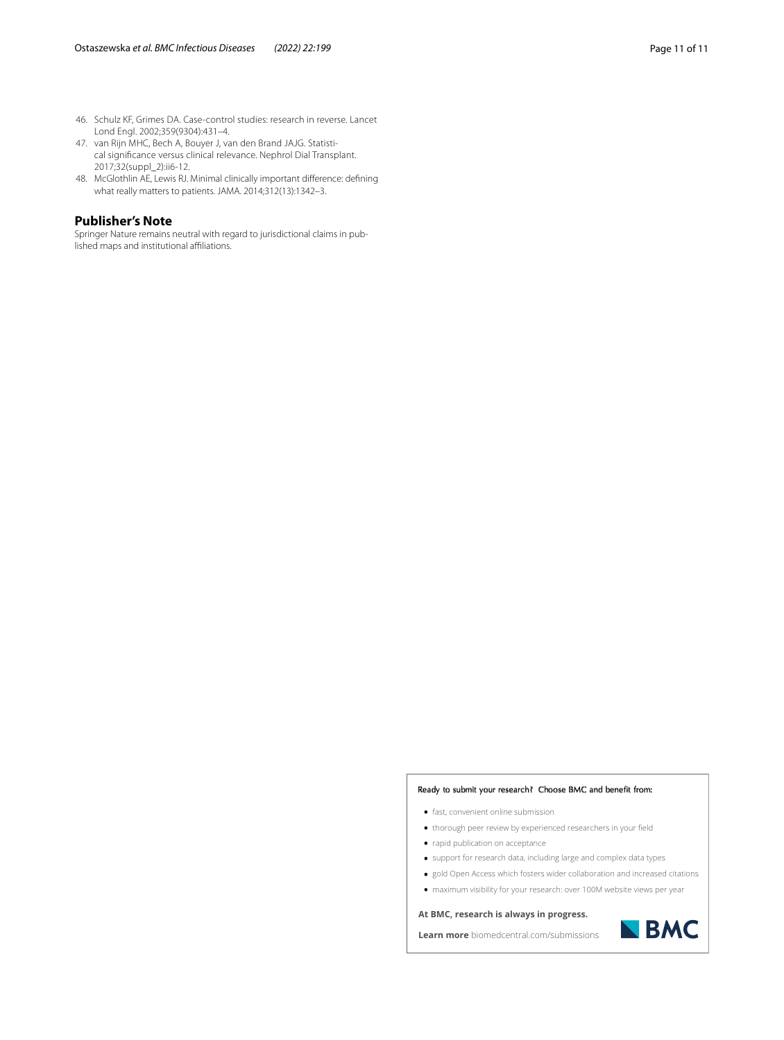46. Schulz KF, Grimes DA. Case-control studies: research in reverse. Lancet Lond Engl. 2002;359(9304):431–4.
47. van Rijn MHC, Bech A, Bouyer J, van den Brand JAJG. Statistical significance versus clinical relevance. Nephrol Dial Transplant. 2017;32(suppl_2):ii6-12.
48. McGlothlin AE, Lewis RJ. Minimal clinically important difference: defining what really matters to patients. JAMA. 2014;312(13):1342–3.

## Publisher's Note

Springer Nature remains neutral with regard to jurisdictional claims in published maps and institutional affiliations.

Ready to submit your research? Choose BMC and benefit from:

- fast, convenient online submission
- thorough peer review by experienced researchers in your field
- rapid publication on acceptance
- support for research data, including large and complex data types
- gold Open Access which fosters wider collaboration and increased citations
- maximum visibility for your research: over 100M website views per year

**At BMC, research is always in progress.**

**Learn more** biomedcentral.com/submissions

BMC